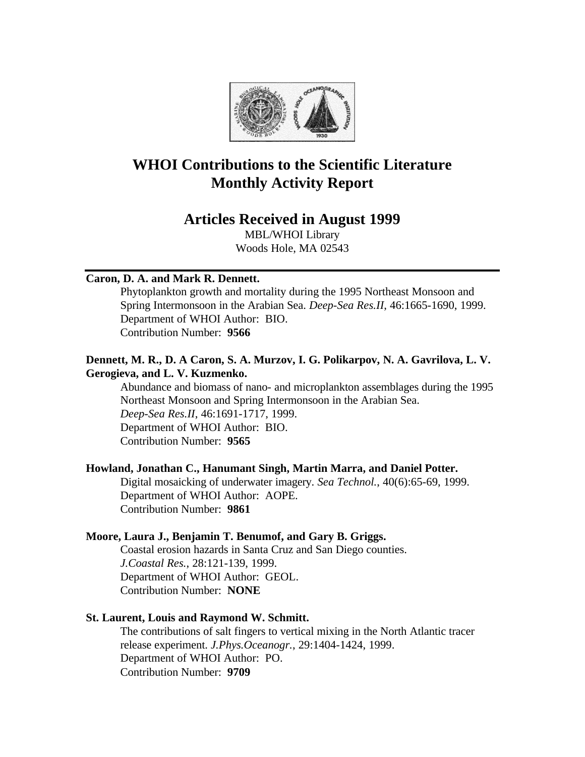# WHOI Contributions to the Scientific Literature
# Monthly Activity Report

## Articles Received in August 1999

MBL/WHOI Library
Woods Hole, MA 02543

---

**Caron, D. A. and Mark R. Dennett.**
Phytoplankton growth and mortality during the 1995 Northeast Monsoon and Spring Intermonsoon in the Arabian Sea. *Deep-Sea Res.II*, 46:1665-1690, 1999.
Department of WHOI Author: BIO.
Contribution Number: **9566**

**Dennett, M. R., D. A Caron, S. A. Murzov, I. G. Polikarpov, N. A. Gavrilova, L. V. Gerogieva, and L. V. Kuzmenko.**
Abundance and biomass of nano- and microplankton assemblages during the 1995 Northeast Monsoon and Spring Intermonsoon in the Arabian Sea. *Deep-Sea Res.II*, 46:1691-1717, 1999.
Department of WHOI Author: BIO.
Contribution Number: **9565**

**Howland, Jonathan C., Hanumant Singh, Martin Marra, and Daniel Potter.**
Digital mosaicking of underwater imagery. *Sea Technol.*, 40(6):65-69, 1999.
Department of WHOI Author: AOPE.
Contribution Number: **9861**

**Moore, Laura J., Benjamin T. Benumof, and Gary B. Griggs.**
Coastal erosion hazards in Santa Cruz and San Diego counties. *J.Coastal Res.*, 28:121-139, 1999.
Department of WHOI Author: GEOL.
Contribution Number: **NONE**

**St. Laurent, Louis and Raymond W. Schmitt.**
The contributions of salt fingers to vertical mixing in the North Atlantic tracer release experiment. *J.Phys.Oceanogr.*, 29:1404-1424, 1999.
Department of WHOI Author: PO.
Contribution Number: **9709**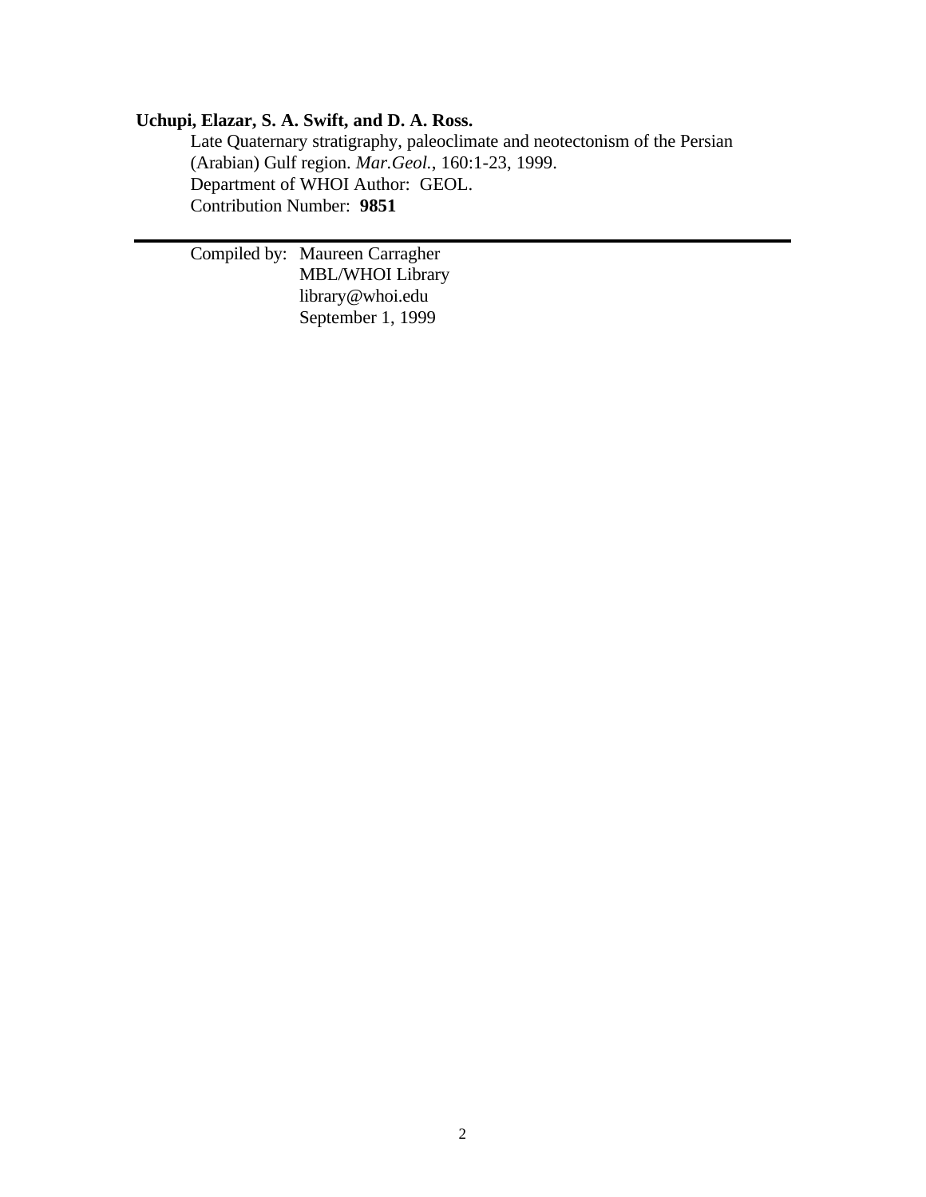**Uchupi, Elazar, S. A. Swift, and D. A. Ross.**

Late Quaternary stratigraphy, paleoclimate and neotectonism of the Persian (Arabian) Gulf region. *Mar.Geol.*, 160:1-23, 1999.
Department of WHOI Author: GEOL.
Contribution Number: **9851**

---

Compiled by: Maureen Carragher
MBL/WHOI Library
library@whoi.edu
September 1, 1999